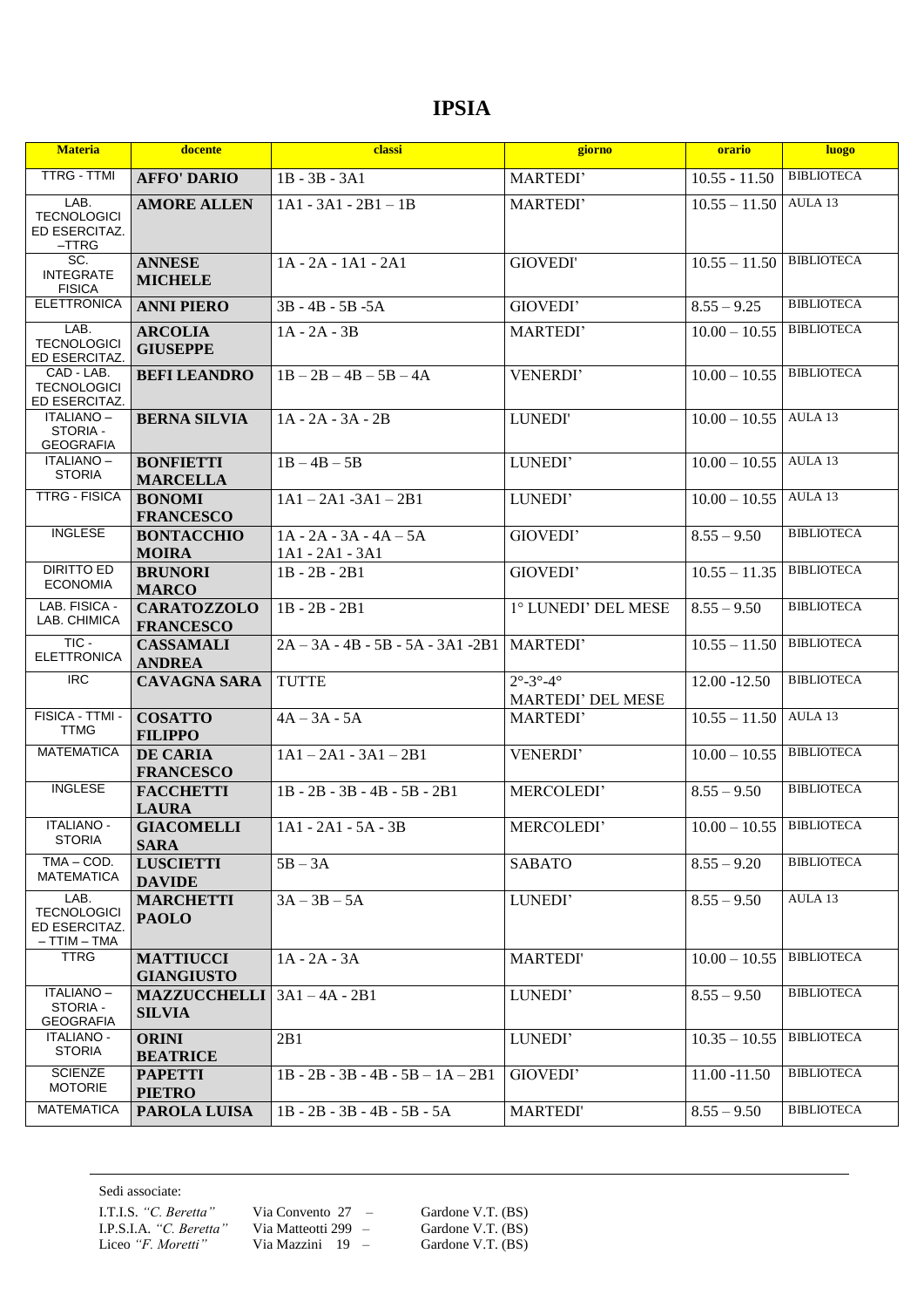# IPSIA

| Materia | docente | classi | giorno | orario | luogo |
|---|---|---|---|---|---|
| TTRG - TTMI | **AFFO' DARIO** | 1B - 3B - 3A1 | MARTEDI' | 10.55 - 11.50 | BIBLIOTECA |
| LAB. TECNOLOGICI ED ESERCITAZ. –TTRG | **AMORE ALLEN** | 1A1 - 3A1 - 2B1 – 1B | MARTEDI' | 10.55 – 11.50 | AULA 13 |
| SC. INTEGRATE FISICA | **ANNESE MICHELE** | 1A - 2A - 1A1 - 2A1 | GIOVEDI' | 10.55 – 11.50 | BIBLIOTECA |
| ELETTRONICA | **ANNI PIERO** | 3B - 4B - 5B -5A | GIOVEDI' | 8.55 – 9.25 | BIBLIOTECA |
| LAB. TECNOLOGICI ED ESERCITAZ. | **ARCOLIA GIUSEPPE** | 1A - 2A - 3B | MARTEDI' | 10.00 – 10.55 | BIBLIOTECA |
| CAD - LAB. TECNOLOGICI ED ESERCITAZ. | **BEFI LEANDRO** | 1B – 2B – 4B – 5B – 4A | VENERDI' | 10.00 – 10.55 | BIBLIOTECA |
| ITALIANO – STORIA - GEOGRAFIA | **BERNA SILVIA** | 1A - 2A - 3A - 2B | LUNEDI' | 10.00 – 10.55 | AULA 13 |
| ITALIANO – STORIA | **BONFIETTI MARCELLA** | 1B – 4B – 5B | LUNEDI' | 10.00 – 10.55 | AULA 13 |
| TTRG - FISICA | **BONOMI FRANCESCO** | 1A1 – 2A1 -3A1 – 2B1 | LUNEDI' | 10.00 – 10.55 | AULA 13 |
| INGLESE | **BONTACCHIO MOIRA** | 1A - 2A - 3A - 4A – 5A 1A1 - 2A1 - 3A1 | GIOVEDI' | 8.55 – 9.50 | BIBLIOTECA |
| DIRITTO ED ECONOMIA | **BRUNORI MARCO** | 1B - 2B - 2B1 | GIOVEDI' | 10.55 – 11.35 | BIBLIOTECA |
| LAB. FISICA - LAB. CHIMICA | **CARATOZZOLO FRANCESCO** | 1B - 2B - 2B1 | 1° LUNEDI' DEL MESE | 8.55 – 9.50 | BIBLIOTECA |
| TIC - ELETTRONICA | **CASSAMALI ANDREA** | 2A – 3A - 4B - 5B - 5A - 3A1 -2B1 | MARTEDI' | 10.55 – 11.50 | BIBLIOTECA |
| IRC | **CAVAGNA SARA** | TUTTE | 2°-3°-4° MARTEDI' DEL MESE | 12.00 -12.50 | BIBLIOTECA |
| FISICA - TTMI - TTMG | **COSATTO FILIPPO** | 4A – 3A - 5A | MARTEDI' | 10.55 – 11.50 | AULA 13 |
| MATEMATICA | **DE CARIA FRANCESCO** | 1A1 – 2A1 - 3A1 – 2B1 | VENERDI' | 10.00 – 10.55 | BIBLIOTECA |
| INGLESE | **FACCHETTI LAURA** | 1B - 2B - 3B - 4B - 5B - 2B1 | MERCOLEDI' | 8.55 – 9.50 | BIBLIOTECA |
| ITALIANO - STORIA | **GIACOMELLI SARA** | 1A1 - 2A1 - 5A - 3B | MERCOLEDI' | 10.00 – 10.55 | BIBLIOTECA |
| TMA – COD. MATEMATICA | **LUSCIETTI DAVIDE** | 5B – 3A | SABATO | 8.55 – 9.20 | BIBLIOTECA |
| LAB. TECNOLOGICI ED ESERCITAZ. – TTIM – TMA | **MARCHETTI PAOLO** | 3A – 3B – 5A | LUNEDI' | 8.55 – 9.50 | AULA 13 |
| TTRG | **MATTIUCCI GIANGIUSTO** | 1A - 2A - 3A | MARTEDI' | 10.00 – 10.55 | BIBLIOTECA |
| ITALIANO – STORIA - GEOGRAFIA | **MAZZUCCHELLI SILVIA** | 3A1 – 4A - 2B1 | LUNEDI' | 8.55 – 9.50 | BIBLIOTECA |
| ITALIANO - STORIA | **ORINI BEATRICE** | 2B1 | LUNEDI' | 10.35 – 10.55 | BIBLIOTECA |
| SCIENZE MOTORIE | **PAPETTI PIETRO** | 1B - 2B - 3B - 4B - 5B – 1A – 2B1 | GIOVEDI' | 11.00 -11.50 | BIBLIOTECA |
| MATEMATICA | **PAROLA LUISA** | 1B - 2B - 3B - 4B - 5B - 5A | MARTEDI' | 8.55 – 9.50 | BIBLIOTECA |

Sedi associate:

I.T.I.S. *"C. Beretta"* Via Convento 27 – Gardone V.T. (BS)
I.P.S.I.A. *"C. Beretta"* Via Matteotti 299 – Gardone V.T. (BS)
Liceo *"F. Moretti"* Via Mazzini 19 – Gardone V.T. (BS)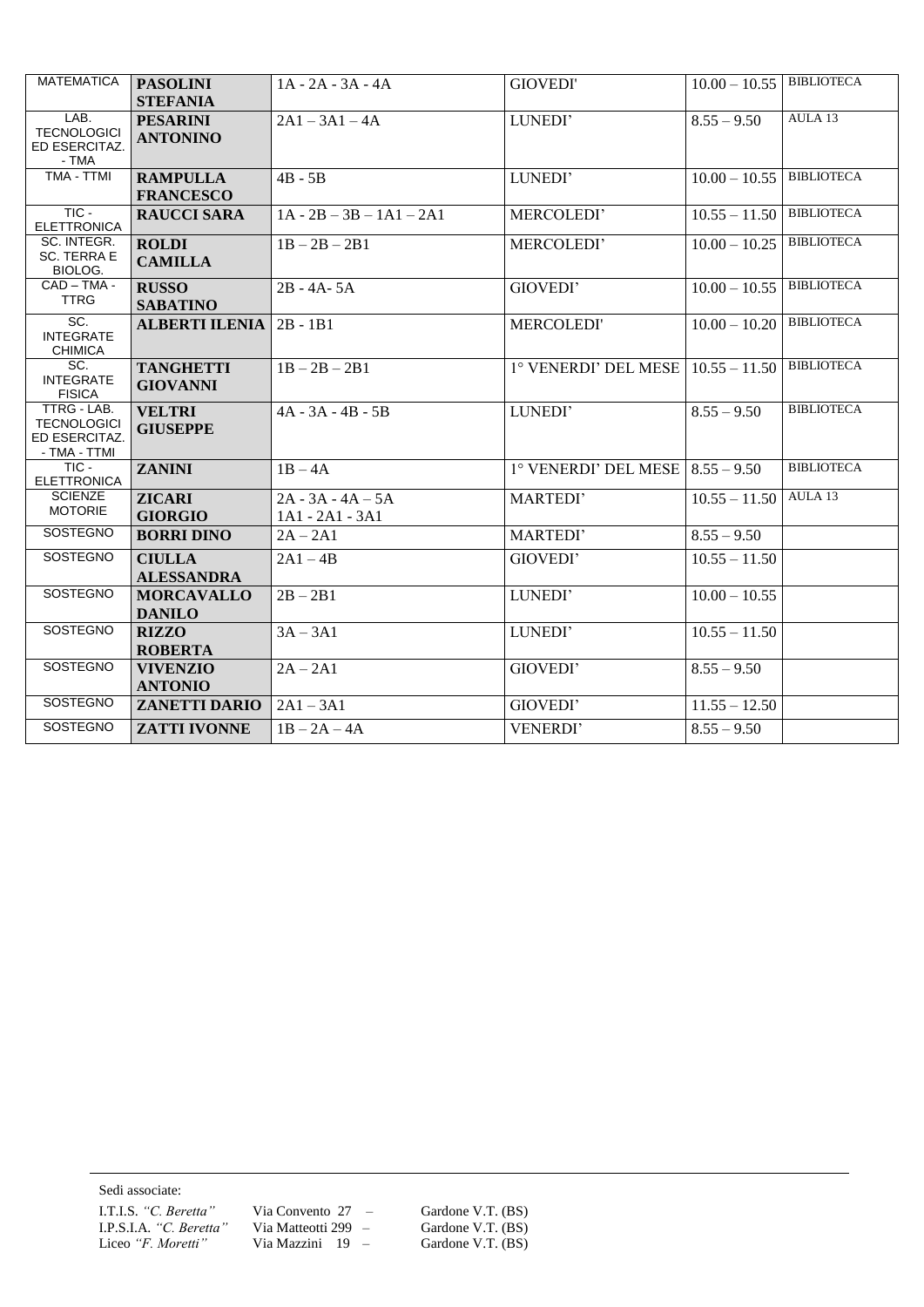| | | | | | |
|---|---|---|---|---|---|
| MATEMATICA | **PASOLINI STEFANIA** | 1A - 2A - 3A - 4A | GIOVEDI' | 10.00 – 10.55 | BIBLIOTECA |
| LAB. TECNOLOGICI ED ESERCITAZ. - TMA | **PESARINI ANTONINO** | 2A1 – 3A1 – 4A | LUNEDI' | 8.55 – 9.50 | AULA 13 |
| TMA - TTMI | **RAMPULLA FRANCESCO** | 4B - 5B | LUNEDI' | 10.00 – 10.55 | BIBLIOTECA |
| TIC - ELETTRONICA | **RAUCCI SARA** | 1A - 2B – 3B – 1A1 – 2A1 | MERCOLEDI' | 10.55 – 11.50 | BIBLIOTECA |
| SC. INTEGR. SC. TERRA E BIOLOG. | **ROLDI CAMILLA** | 1B – 2B – 2B1 | MERCOLEDI' | 10.00 – 10.25 | BIBLIOTECA |
| CAD – TMA - TTRG | **RUSSO SABATINO** | 2B - 4A- 5A | GIOVEDI' | 10.00 – 10.55 | BIBLIOTECA |
| SC. INTEGRATE CHIMICA | **ALBERTI ILENIA** | 2B - 1B1 | MERCOLEDI' | 10.00 – 10.20 | BIBLIOTECA |
| SC. INTEGRATE FISICA | **TANGHETTI GIOVANNI** | 1B – 2B – 2B1 | 1° VENERDI' DEL MESE | 10.55 – 11.50 | BIBLIOTECA |
| TTRG - LAB. TECNOLOGICI ED ESERCITAZ. - TMA - TTMI | **VELTRI GIUSEPPE** | 4A - 3A - 4B - 5B | LUNEDI' | 8.55 – 9.50 | BIBLIOTECA |
| TIC - ELETTRONICA | **ZANINI** | 1B – 4A | 1° VENERDI' DEL MESE | 8.55 – 9.50 | BIBLIOTECA |
| SCIENZE MOTORIE | **ZICARI GIORGIO** | 2A - 3A - 4A – 5A 1A1 - 2A1 - 3A1 | MARTEDI' | 10.55 – 11.50 | AULA 13 |
| SOSTEGNO | **BORRI DINO** | 2A – 2A1 | MARTEDI' | 8.55 – 9.50 | |
| SOSTEGNO | **CIULLA ALESSANDRA** | 2A1 – 4B | GIOVEDI' | 10.55 – 11.50 | |
| SOSTEGNO | **MORCAVALLO DANILO** | 2B – 2B1 | LUNEDI' | 10.00 – 10.55 | |
| SOSTEGNO | **RIZZO ROBERTA** | 3A – 3A1 | LUNEDI' | 10.55 – 11.50 | |
| SOSTEGNO | **VIVENZIO ANTONIO** | 2A – 2A1 | GIOVEDI' | 8.55 – 9.50 | |
| SOSTEGNO | **ZANETTI DARIO** | 2A1 – 3A1 | GIOVEDI' | 11.55 – 12.50 | |
| SOSTEGNO | **ZATTI IVONNE** | 1B – 2A – 4A | VENERDI' | 8.55 – 9.50 | |

Sedi associate:

I.T.I.S. *"C. Beretta"* Via Convento 27 – Gardone V.T. (BS)
I.P.S.I.A. *"C. Beretta"* Via Matteotti 299 – Gardone V.T. (BS)
Liceo *"F. Moretti"* Via Mazzini 19 – Gardone V.T. (BS)